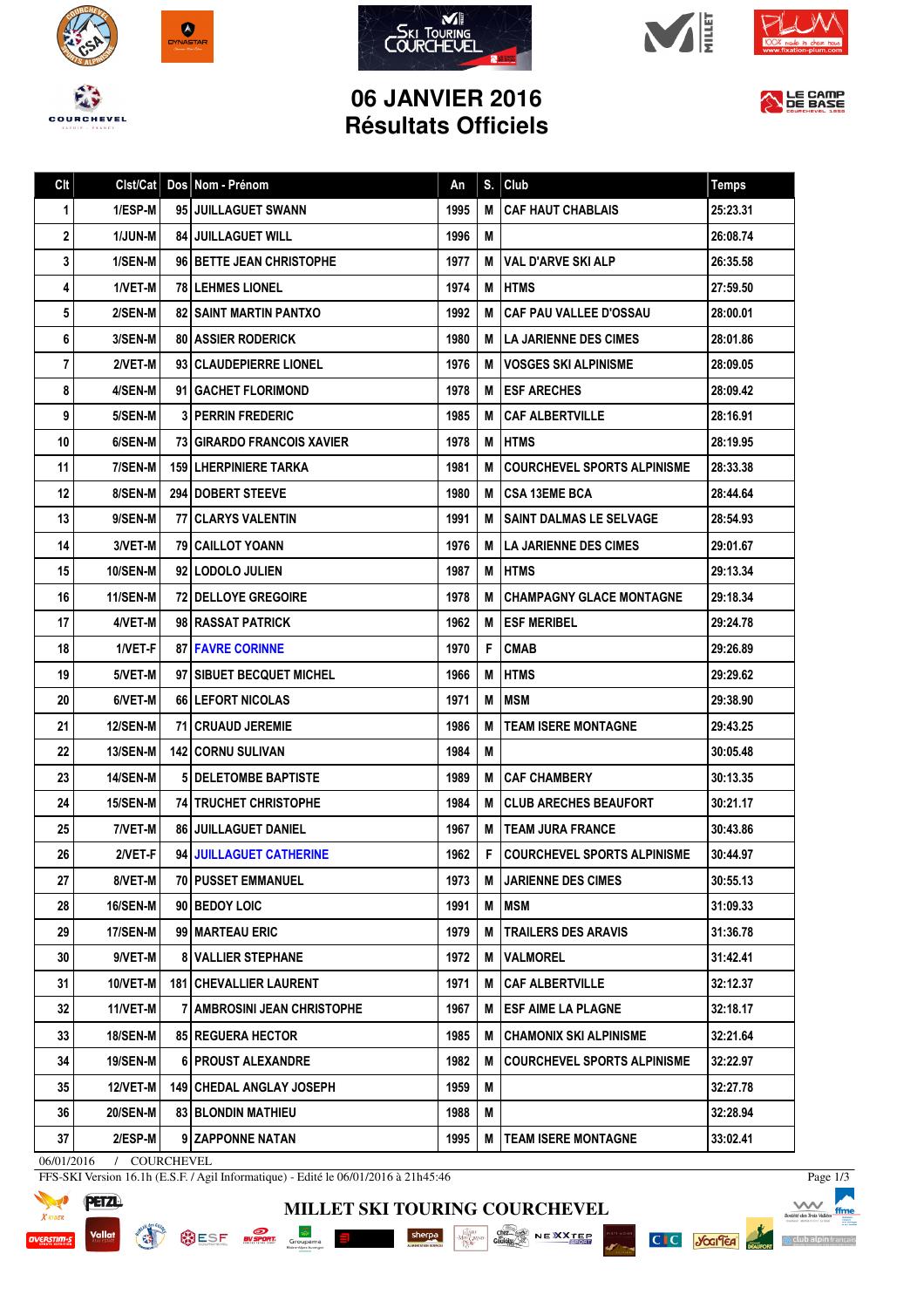# 06 JANVIER 2016
# Résultats Officiels

| Clt | Clst/Cat | Dos | Nom - Prénom | An | S. | Club | Temps |
|---|---|---|---|---|---|---|---|
| 1 | 1/ESP-M | 95 | JUILLAGUET SWANN | 1995 | M | CAF HAUT CHABLAIS | 25:23.31 |
| 2 | 1/JUN-M | 84 | JUILLAGUET WILL | 1996 | M | | 26:08.74 |
| 3 | 1/SEN-M | 96 | BETTE JEAN CHRISTOPHE | 1977 | M | VAL D'ARVE SKI ALP | 26:35.58 |
| 4 | 1/VET-M | 78 | LEHMES LIONEL | 1974 | M | HTMS | 27:59.50 |
| 5 | 2/SEN-M | 82 | SAINT MARTIN PANTXO | 1992 | M | CAF PAU VALLEE D'OSSAU | 28:00.01 |
| 6 | 3/SEN-M | 80 | ASSIER RODERICK | 1980 | M | LA JARIENNE DES CIMES | 28:01.86 |
| 7 | 2/VET-M | 93 | CLAUDEPIERRE LIONEL | 1976 | M | VOSGES SKI ALPINISME | 28:09.05 |
| 8 | 4/SEN-M | 91 | GACHET FLORIMOND | 1978 | M | ESF ARECHES | 28:09.42 |
| 9 | 5/SEN-M | 3 | PERRIN FREDERIC | 1985 | M | CAF ALBERTVILLE | 28:16.91 |
| 10 | 6/SEN-M | 73 | GIRARDO FRANCOIS XAVIER | 1978 | M | HTMS | 28:19.95 |
| 11 | 7/SEN-M | 159 | LHERPINIERE TARKA | 1981 | M | COURCHEVEL SPORTS ALPINISME | 28:33.38 |
| 12 | 8/SEN-M | 294 | DOBERT STEEVE | 1980 | M | CSA 13EME BCA | 28:44.64 |
| 13 | 9/SEN-M | 77 | CLARYS VALENTIN | 1991 | M | SAINT DALMAS LE SELVAGE | 28:54.93 |
| 14 | 3/VET-M | 79 | CAILLOT YOANN | 1976 | M | LA JARIENNE DES CIMES | 29:01.67 |
| 15 | 10/SEN-M | 92 | LODOLO JULIEN | 1987 | M | HTMS | 29:13.34 |
| 16 | 11/SEN-M | 72 | DELLOYE GREGOIRE | 1978 | M | CHAMPAGNY GLACE MONTAGNE | 29:18.34 |
| 17 | 4/VET-M | 98 | RASSAT PATRICK | 1962 | M | ESF MERIBEL | 29:24.78 |
| 18 | 1/VET-F | 87 | FAVRE CORINNE | 1970 | F | CMAB | 29:26.89 |
| 19 | 5/VET-M | 97 | SIBUET BECQUET MICHEL | 1966 | M | HTMS | 29:29.62 |
| 20 | 6/VET-M | 66 | LEFORT NICOLAS | 1971 | M | MSM | 29:38.90 |
| 21 | 12/SEN-M | 71 | CRUAUD JEREMIE | 1986 | M | TEAM ISERE MONTAGNE | 29:43.25 |
| 22 | 13/SEN-M | 142 | CORNU SULIVAN | 1984 | M | | 30:05.48 |
| 23 | 14/SEN-M | 5 | DELETOMBE BAPTISTE | 1989 | M | CAF CHAMBERY | 30:13.35 |
| 24 | 15/SEN-M | 74 | TRUCHET CHRISTOPHE | 1984 | M | CLUB ARECHES BEAUFORT | 30:21.17 |
| 25 | 7/VET-M | 86 | JUILLAGUET DANIEL | 1967 | M | TEAM JURA FRANCE | 30:43.86 |
| 26 | 2/VET-F | 94 | JUILLAGUET CATHERINE | 1962 | F | COURCHEVEL SPORTS ALPINISME | 30:44.97 |
| 27 | 8/VET-M | 70 | PUSSET EMMANUEL | 1973 | M | JARIENNE DES CIMES | 30:55.13 |
| 28 | 16/SEN-M | 90 | BEDOY LOIC | 1991 | M | MSM | 31:09.33 |
| 29 | 17/SEN-M | 99 | MARTEAU ERIC | 1979 | M | TRAILERS DES ARAVIS | 31:36.78 |
| 30 | 9/VET-M | 8 | VALLIER STEPHANE | 1972 | M | VALMOREL | 31:42.41 |
| 31 | 10/VET-M | 181 | CHEVALLIER LAURENT | 1971 | M | CAF ALBERTVILLE | 32:12.37 |
| 32 | 11/VET-M | 7 | AMBROSINI JEAN CHRISTOPHE | 1967 | M | ESF AIME LA PLAGNE | 32:18.17 |
| 33 | 18/SEN-M | 85 | REGUERA HECTOR | 1985 | M | CHAMONIX SKI ALPINISME | 32:21.64 |
| 34 | 19/SEN-M | 6 | PROUST ALEXANDRE | 1982 | M | COURCHEVEL SPORTS ALPINISME | 32:22.97 |
| 35 | 12/VET-M | 149 | CHEDAL ANGLAY JOSEPH | 1959 | M | | 32:27.78 |
| 36 | 20/SEN-M | 83 | BLONDIN MATHIEU | 1988 | M | | 32:28.94 |
| 37 | 2/ESP-M | 9 | ZAPPONNE NATAN | 1995 | M | TEAM ISERE MONTAGNE | 33:02.41 |

06/01/2016 / COURCHEVEL

FFS-SKI Version 16.1h (E.S.F. / Agil Informatique) - Edité le 06/01/2016 à 21h45:46

MILLET SKI TOURING COURCHEVEL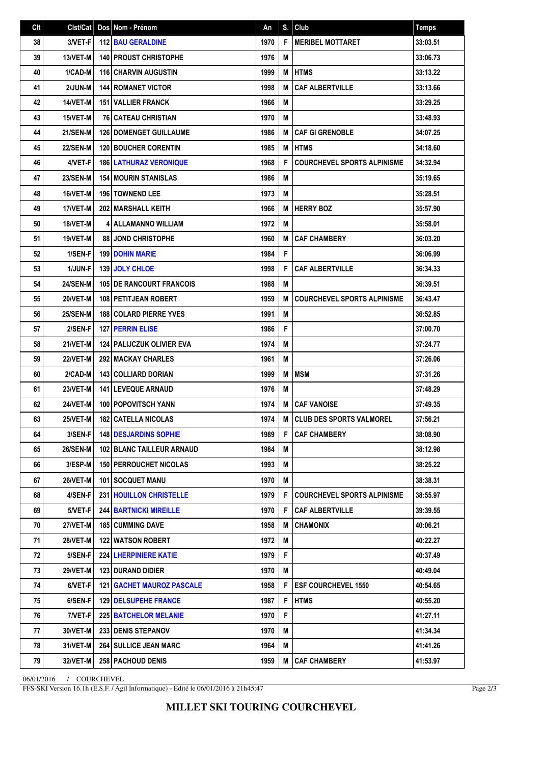| Clt | Clst/Cat | Dos | Nom - Prénom | An | S. | Club | Temps |
|---|---|---|---|---|---|---|---|
| 38 | 3/VET-F | 112 | BAU GERALDINE | 1970 | F | MERIBEL MOTTARET | 33:03.51 |
| 39 | 13/VET-M | 140 | PROUST CHRISTOPHE | 1976 | M | | 33:06.73 |
| 40 | 1/CAD-M | 116 | CHARVIN AUGUSTIN | 1999 | M | HTMS | 33:13.22 |
| 41 | 2/JUN-M | 144 | ROMANET VICTOR | 1998 | M | CAF ALBERTVILLE | 33:13.66 |
| 42 | 14/VET-M | 151 | VALLIER FRANCK | 1966 | M | | 33:29.25 |
| 43 | 15/VET-M | 76 | CATEAU CHRISTIAN | 1970 | M | | 33:48.93 |
| 44 | 21/SEN-M | 126 | DOMENGET GUILLAUME | 1986 | M | CAF GI GRENOBLE | 34:07.25 |
| 45 | 22/SEN-M | 120 | BOUCHER CORENTIN | 1985 | M | HTMS | 34:18.60 |
| 46 | 4/VET-F | 186 | LATHURAZ VERONIQUE | 1968 | F | COURCHEVEL SPORTS ALPINISME | 34:32.94 |
| 47 | 23/SEN-M | 154 | MOURIN STANISLAS | 1986 | M | | 35:19.65 |
| 48 | 16/VET-M | 196 | TOWNEND LEE | 1973 | M | | 35:28.51 |
| 49 | 17/VET-M | 202 | MARSHALL KEITH | 1966 | M | HERRY BOZ | 35:57.90 |
| 50 | 18/VET-M | 4 | ALLAMANNO WILLIAM | 1972 | M | | 35:58.01 |
| 51 | 19/VET-M | 88 | JOND CHRISTOPHE | 1960 | M | CAF CHAMBERY | 36:03.20 |
| 52 | 1/SEN-F | 199 | DOHIN MARIE | 1984 | F | | 36:06.99 |
| 53 | 1/JUN-F | 139 | JOLY CHLOE | 1998 | F | CAF ALBERTVILLE | 36:34.33 |
| 54 | 24/SEN-M | 105 | DE RANCOURT FRANCOIS | 1988 | M | | 36:39.51 |
| 55 | 20/VET-M | 108 | PETITJEAN ROBERT | 1959 | M | COURCHEVEL SPORTS ALPINISME | 36:43.47 |
| 56 | 25/SEN-M | 188 | COLARD PIERRE YVES | 1991 | M | | 36:52.85 |
| 57 | 2/SEN-F | 127 | PERRIN ELISE | 1986 | F | | 37:00.70 |
| 58 | 21/VET-M | 124 | PALIJCZUK OLIVIER EVA | 1974 | M | | 37:24.77 |
| 59 | 22/VET-M | 292 | MACKAY CHARLES | 1961 | M | | 37:26.06 |
| 60 | 2/CAD-M | 143 | COLLIARD DORIAN | 1999 | M | MSM | 37:31.26 |
| 61 | 23/VET-M | 141 | LEVEQUE ARNAUD | 1976 | M | | 37:48.29 |
| 62 | 24/VET-M | 100 | POPOVITSCH YANN | 1974 | M | CAF VANOISE | 37:49.35 |
| 63 | 25/VET-M | 182 | CATELLA NICOLAS | 1974 | M | CLUB DES SPORTS VALMOREL | 37:56.21 |
| 64 | 3/SEN-F | 148 | DESJARDINS SOPHIE | 1989 | F | CAF CHAMBERY | 38:08.90 |
| 65 | 26/SEN-M | 102 | BLANC TAILLEUR ARNAUD | 1984 | M | | 38:12.98 |
| 66 | 3/ESP-M | 150 | PERROUCHET NICOLAS | 1993 | M | | 38:25.22 |
| 67 | 26/VET-M | 101 | SOCQUET MANU | 1970 | M | | 38:38.31 |
| 68 | 4/SEN-F | 231 | HOUILLON CHRISTELLE | 1979 | F | COURCHEVEL SPORTS ALPINISME | 38:55.97 |
| 69 | 5/VET-F | 244 | BARTNICKI MIREILLE | 1970 | F | CAF ALBERTVILLE | 39:39.55 |
| 70 | 27/VET-M | 185 | CUMMING DAVE | 1958 | M | CHAMONIX | 40:06.21 |
| 71 | 28/VET-M | 122 | WATSON ROBERT | 1972 | M | | 40:22.27 |
| 72 | 5/SEN-F | 224 | LHERPINIERE KATIE | 1979 | F | | 40:37.49 |
| 73 | 29/VET-M | 123 | DURAND DIDIER | 1970 | M | | 40:49.04 |
| 74 | 6/VET-F | 121 | GACHET MAUROZ PASCALE | 1958 | F | ESF COURCHEVEL 1550 | 40:54.65 |
| 75 | 6/SEN-F | 129 | DELSUPEHE FRANCE | 1987 | F | HTMS | 40:55.20 |
| 76 | 7/VET-F | 225 | BATCHELOR MELANIE | 1970 | F | | 41:27.11 |
| 77 | 30/VET-M | 233 | DENIS STEPANOV | 1970 | M | | 41:34.34 |
| 78 | 31/VET-M | 264 | SULLICE JEAN MARC | 1964 | M | | 41:41.26 |
| 79 | 32/VET-M | 258 | PACHOUD DENIS | 1959 | M | CAF CHAMBERY | 41:53.97 |

06/01/2016 / COURCHEVEL

FFS-SKI Version 16.1h (E.S.F. / Agil Informatique) - Edité le 06/01/2016 à 21h45:47

**MILLET SKI TOURING COURCHEVEL**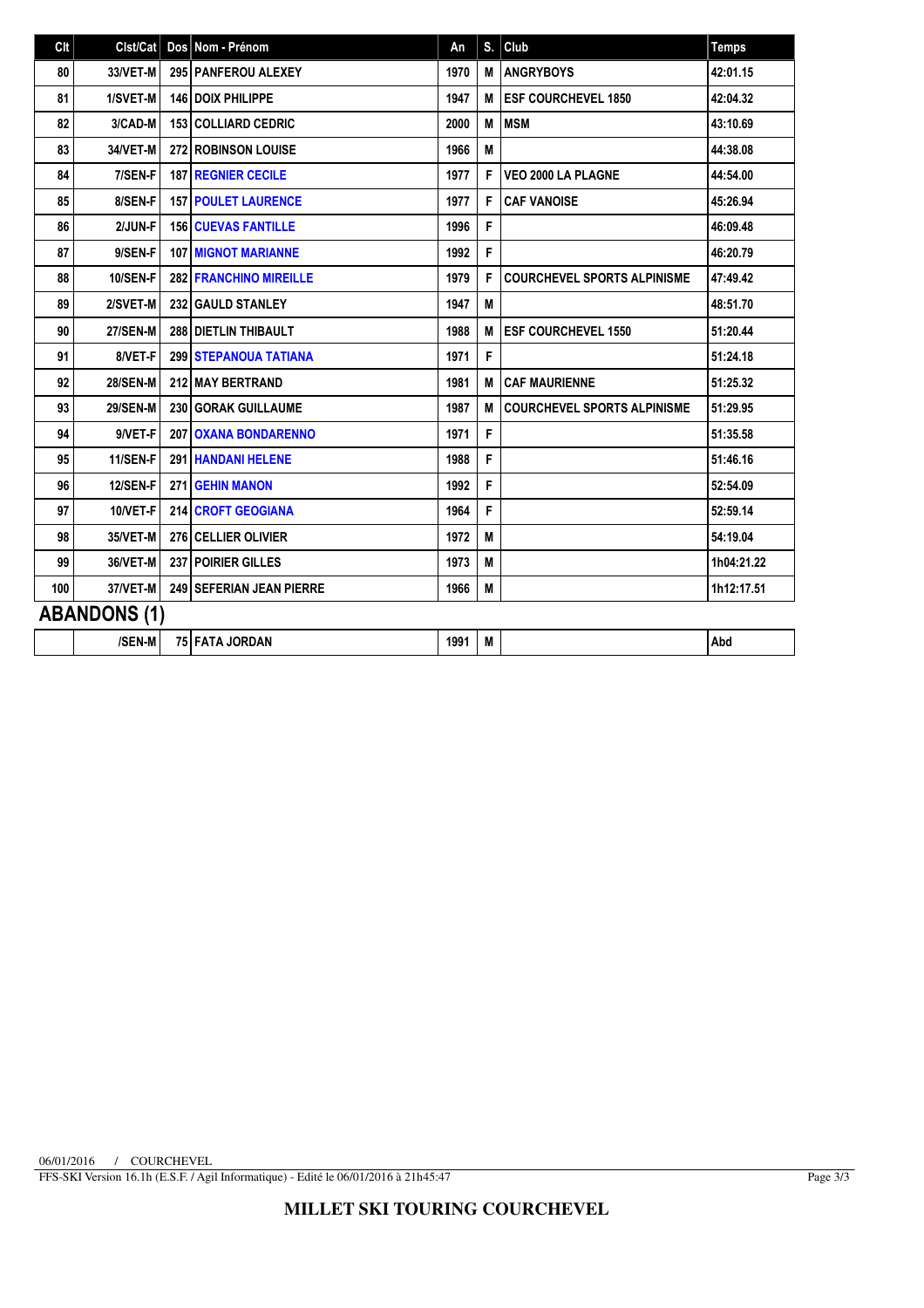| Clt | Clst/Cat | Dos | Nom - Prénom | An | S. | Club | Temps |
|---|---|---|---|---|---|---|---|
| 80 | 33/VET-M | 295 | PANFEROU ALEXEY | 1970 | M | ANGRYBOYS | 42:01.15 |
| 81 | 1/SVET-M | 146 | DOIX PHILIPPE | 1947 | M | ESF COURCHEVEL 1850 | 42:04.32 |
| 82 | 3/CAD-M | 153 | COLLIARD CEDRIC | 2000 | M | MSM | 43:10.69 |
| 83 | 34/VET-M | 272 | ROBINSON LOUISE | 1966 | M | | 44:38.08 |
| 84 | 7/SEN-F | 187 | REGNIER CECILE | 1977 | F | VEO 2000 LA PLAGNE | 44:54.00 |
| 85 | 8/SEN-F | 157 | POULET LAURENCE | 1977 | F | CAF VANOISE | 45:26.94 |
| 86 | 2/JUN-F | 156 | CUEVAS FANTILLE | 1996 | F | | 46:09.48 |
| 87 | 9/SEN-F | 107 | MIGNOT MARIANNE | 1992 | F | | 46:20.79 |
| 88 | 10/SEN-F | 282 | FRANCHINO MIREILLE | 1979 | F | COURCHEVEL SPORTS ALPINISME | 47:49.42 |
| 89 | 2/SVET-M | 232 | GAULD STANLEY | 1947 | M | | 48:51.70 |
| 90 | 27/SEN-M | 288 | DIETLIN THIBAULT | 1988 | M | ESF COURCHEVEL 1550 | 51:20.44 |
| 91 | 8/VET-F | 299 | STEPANOUA TATIANA | 1971 | F | | 51:24.18 |
| 92 | 28/SEN-M | 212 | MAY BERTRAND | 1981 | M | CAF MAURIENNE | 51:25.32 |
| 93 | 29/SEN-M | 230 | GORAK GUILLAUME | 1987 | M | COURCHEVEL SPORTS ALPINISME | 51:29.95 |
| 94 | 9/VET-F | 207 | OXANA BONDARENNO | 1971 | F | | 51:35.58 |
| 95 | 11/SEN-F | 291 | HANDANI HELENE | 1988 | F | | 51:46.16 |
| 96 | 12/SEN-F | 271 | GEHIN MANON | 1992 | F | | 52:54.09 |
| 97 | 10/VET-F | 214 | CROFT GEOGIANA | 1964 | F | | 52:59.14 |
| 98 | 35/VET-M | 276 | CELLIER OLIVIER | 1972 | M | | 54:19.04 |
| 99 | 36/VET-M | 237 | POIRIER GILLES | 1973 | M | | 1h04:21.22 |
| 100 | 37/VET-M | 249 | SEFERIAN JEAN PIERRE | 1966 | M | | 1h12:17.51 |

## ABANDONS (1)

| | | | | | | | |
|---|---|---|---|---|---|---|---|
| | /SEN-M | 75 | FATA JORDAN | 1991 | M | | Abd |

06/01/2016 / COURCHEVEL

FFS-SKI Version 16.1h (E.S.F. / Agil Informatique) - Edité le 06/01/2016 à 21h45:47

**MILLET SKI TOURING COURCHEVEL**